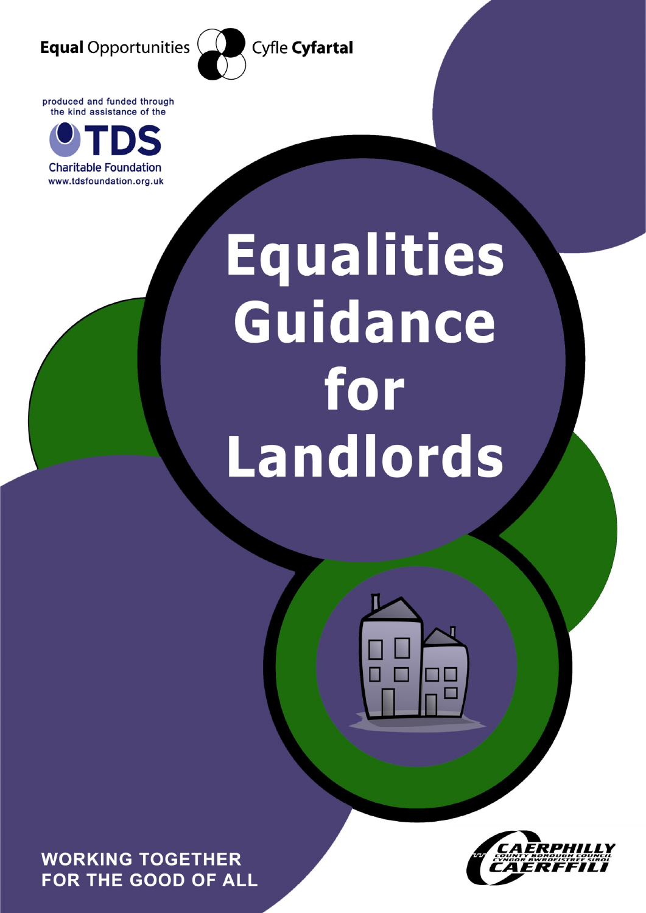**Equal** Opportunities Cyfle **Cyfartal**

produced and funded through the kind assistance of the

TDS Charitable Foundation
www.tdsfoundation.org.uk

# Equalities Guidance for Landlords

**WORKING TOGETHER FOR THE GOOD OF ALL**

CAERPHILLY COUNTY BOROUGH COUNCIL
CYNGOR BWRDEISTREF SIROL CAERFFILI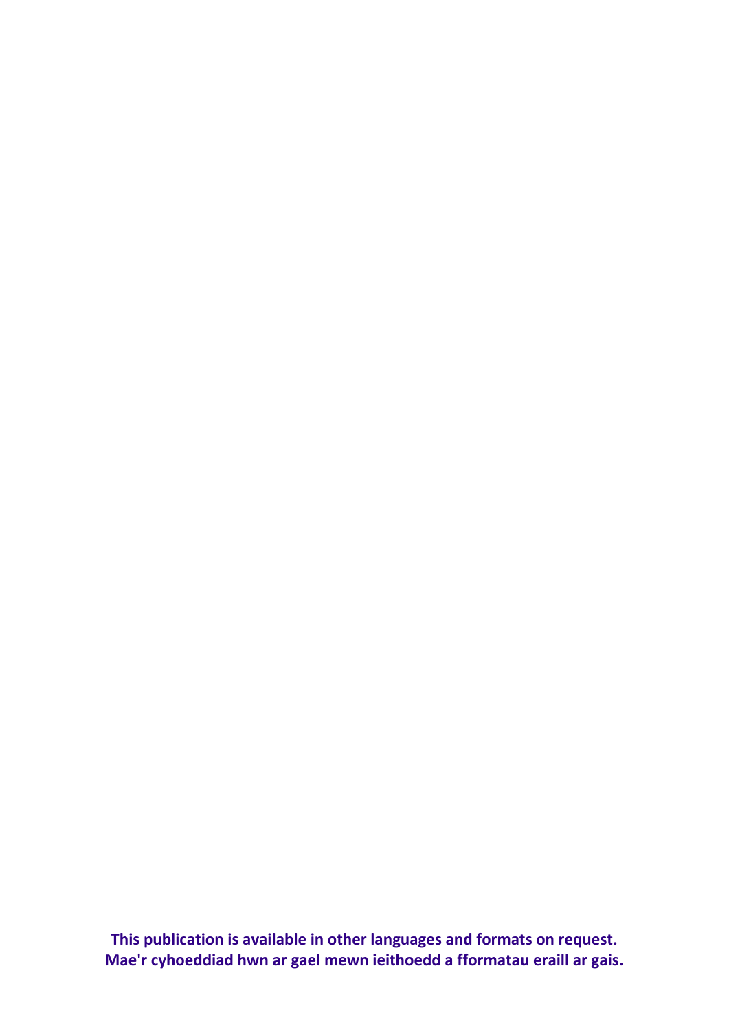**This publication is available in other languages and formats on request.**
**Mae'r cyhoeddiad hwn ar gael mewn ieithoedd a fformatau eraill ar gais.**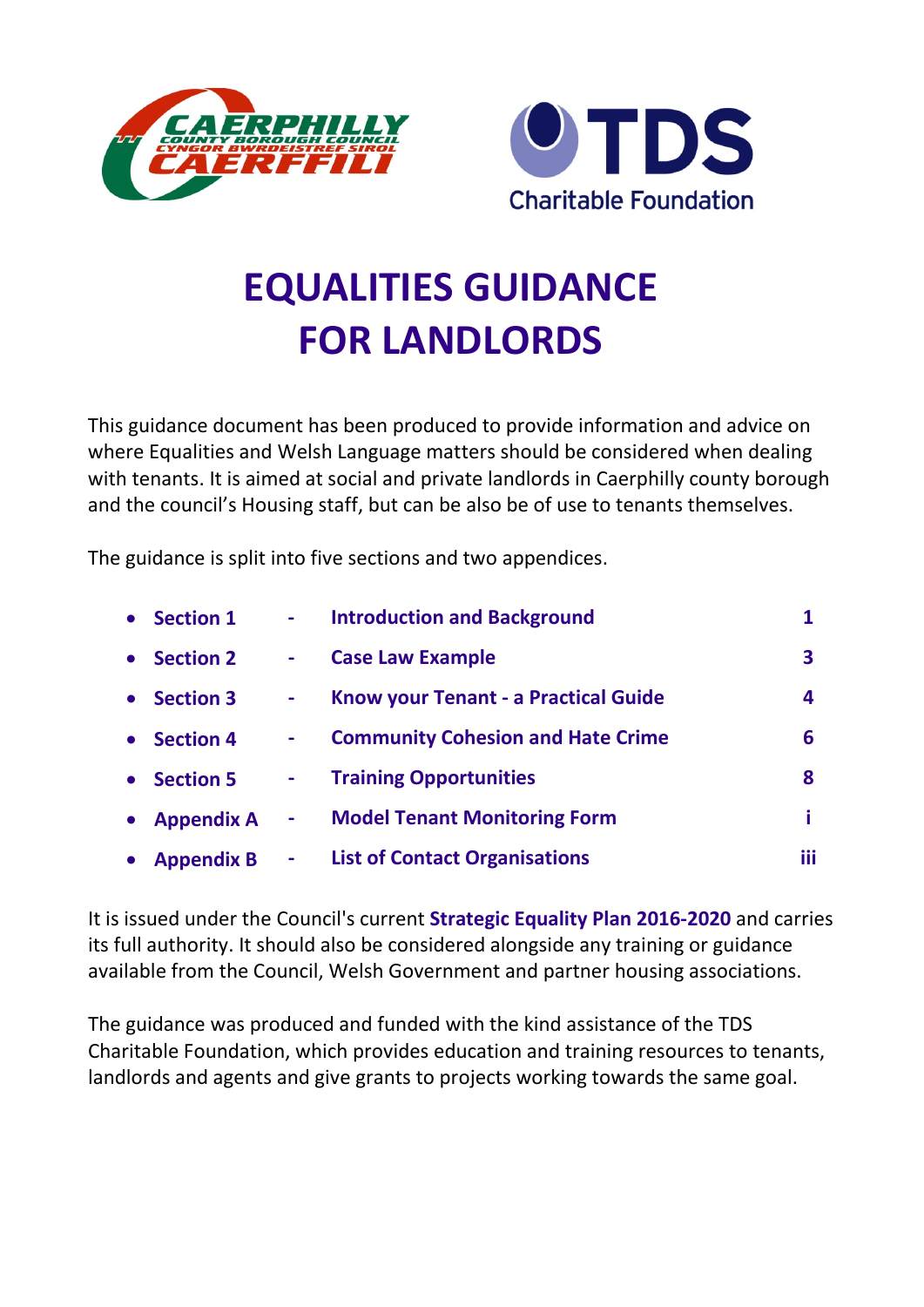# EQUALITIES GUIDANCE FOR LANDLORDS

This guidance document has been produced to provide information and advice on where Equalities and Welsh Language matters should be considered when dealing with tenants. It is aimed at social and private landlords in Caerphilly county borough and the council's Housing staff, but can be also be of use to tenants themselves.

The guidance is split into five sections and two appendices.

- **Section 1** - **Introduction and Background** **1**
- **Section 2** - **Case Law Example** **3**
- **Section 3** - **Know your Tenant - a Practical Guide** **4**
- **Section 4** - **Community Cohesion and Hate Crime** **6**
- **Section 5** - **Training Opportunities** **8**
- **Appendix A** - **Model Tenant Monitoring Form** **i**
- **Appendix B** - **List of Contact Organisations** **iii**

It is issued under the Council's current **Strategic Equality Plan 2016-2020** and carries its full authority. It should also be considered alongside any training or guidance available from the Council, Welsh Government and partner housing associations.

The guidance was produced and funded with the kind assistance of the TDS Charitable Foundation, which provides education and training resources to tenants, landlords and agents and give grants to projects working towards the same goal.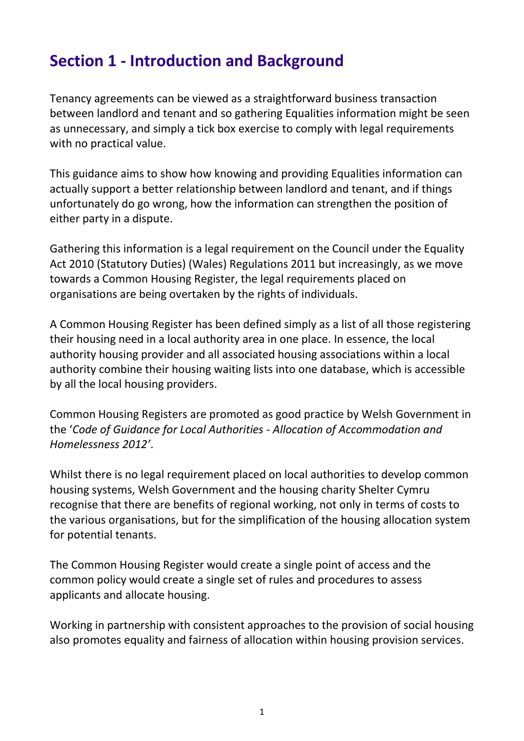## Section 1 - Introduction and Background

Tenancy agreements can be viewed as a straightforward business transaction between landlord and tenant and so gathering Equalities information might be seen as unnecessary, and simply a tick box exercise to comply with legal requirements with no practical value.

This guidance aims to show how knowing and providing Equalities information can actually support a better relationship between landlord and tenant, and if things unfortunately do go wrong, how the information can strengthen the position of either party in a dispute.

Gathering this information is a legal requirement on the Council under the Equality Act 2010 (Statutory Duties) (Wales) Regulations 2011 but increasingly, as we move towards a Common Housing Register, the legal requirements placed on organisations are being overtaken by the rights of individuals.

A Common Housing Register has been defined simply as a list of all those registering their housing need in a local authority area in one place. In essence, the local authority housing provider and all associated housing associations within a local authority combine their housing waiting lists into one database, which is accessible by all the local housing providers.

Common Housing Registers are promoted as good practice by Welsh Government in the '*Code of Guidance for Local Authorities - Allocation of Accommodation and Homelessness 2012'*.

Whilst there is no legal requirement placed on local authorities to develop common housing systems, Welsh Government and the housing charity Shelter Cymru recognise that there are benefits of regional working, not only in terms of costs to the various organisations, but for the simplification of the housing allocation system for potential tenants.

The Common Housing Register would create a single point of access and the common policy would create a single set of rules and procedures to assess applicants and allocate housing.

Working in partnership with consistent approaches to the provision of social housing also promotes equality and fairness of allocation within housing provision services.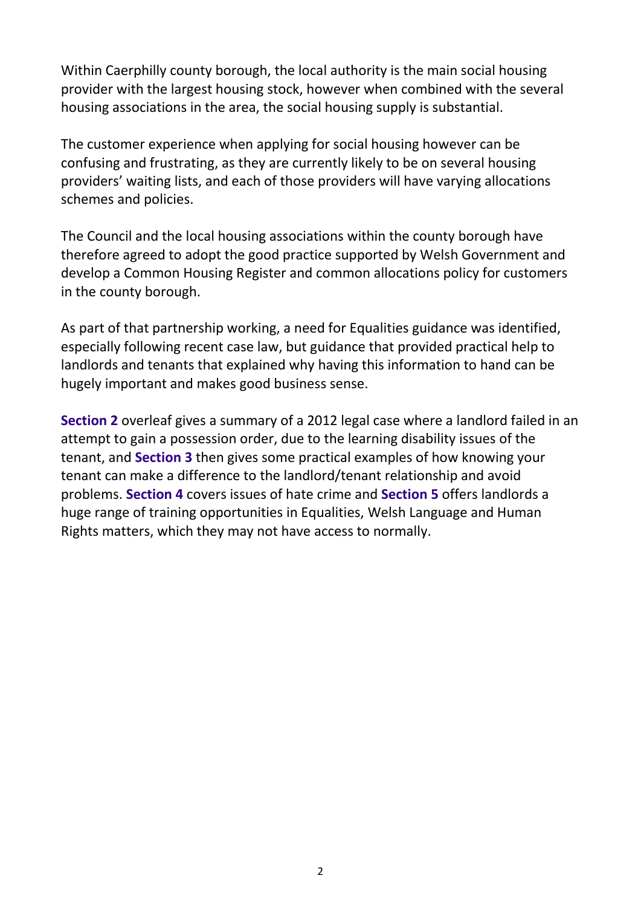Within Caerphilly county borough, the local authority is the main social housing provider with the largest housing stock, however when combined with the several housing associations in the area, the social housing supply is substantial.

The customer experience when applying for social housing however can be confusing and frustrating, as they are currently likely to be on several housing providers' waiting lists, and each of those providers will have varying allocations schemes and policies.

The Council and the local housing associations within the county borough have therefore agreed to adopt the good practice supported by Welsh Government and develop a Common Housing Register and common allocations policy for customers in the county borough.

As part of that partnership working, a need for Equalities guidance was identified, especially following recent case law, but guidance that provided practical help to landlords and tenants that explained why having this information to hand can be hugely important and makes good business sense.

**Section 2** overleaf gives a summary of a 2012 legal case where a landlord failed in an attempt to gain a possession order, due to the learning disability issues of the tenant, and **Section 3** then gives some practical examples of how knowing your tenant can make a difference to the landlord/tenant relationship and avoid problems. **Section 4** covers issues of hate crime and **Section 5** offers landlords a huge range of training opportunities in Equalities, Welsh Language and Human Rights matters, which they may not have access to normally.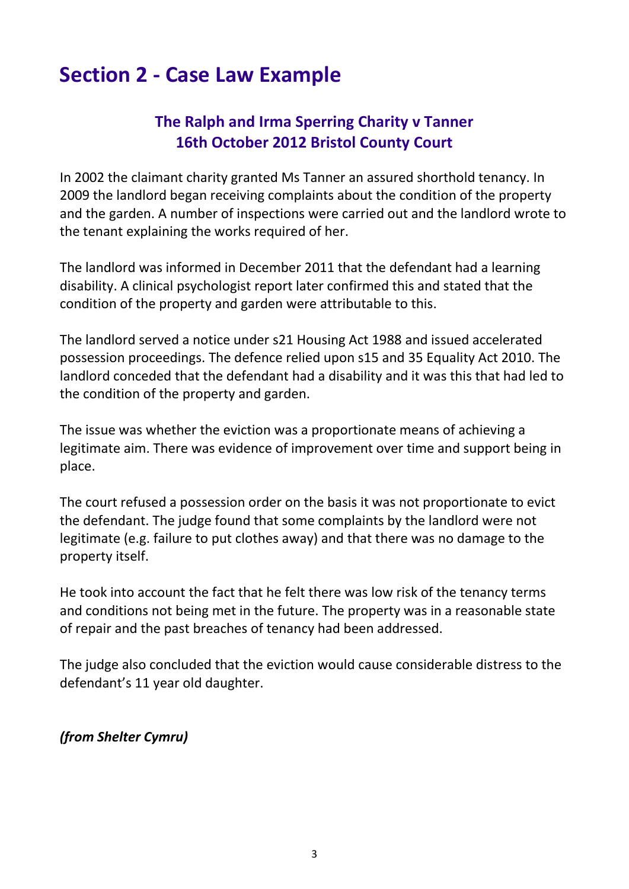# Section 2 - Case Law Example

## The Ralph and Irma Sperring Charity v Tanner
## 16th October 2012 Bristol County Court

In 2002 the claimant charity granted Ms Tanner an assured shorthold tenancy. In 2009 the landlord began receiving complaints about the condition of the property and the garden. A number of inspections were carried out and the landlord wrote to the tenant explaining the works required of her.

The landlord was informed in December 2011 that the defendant had a learning disability. A clinical psychologist report later confirmed this and stated that the condition of the property and garden were attributable to this.

The landlord served a notice under s21 Housing Act 1988 and issued accelerated possession proceedings. The defence relied upon s15 and 35 Equality Act 2010. The landlord conceded that the defendant had a disability and it was this that had led to the condition of the property and garden.

The issue was whether the eviction was a proportionate means of achieving a legitimate aim. There was evidence of improvement over time and support being in place.

The court refused a possession order on the basis it was not proportionate to evict the defendant. The judge found that some complaints by the landlord were not legitimate (e.g. failure to put clothes away) and that there was no damage to the property itself.

He took into account the fact that he felt there was low risk of the tenancy terms and conditions not being met in the future. The property was in a reasonable state of repair and the past breaches of tenancy had been addressed.

The judge also concluded that the eviction would cause considerable distress to the defendant's 11 year old daughter.

***(from Shelter Cymru)***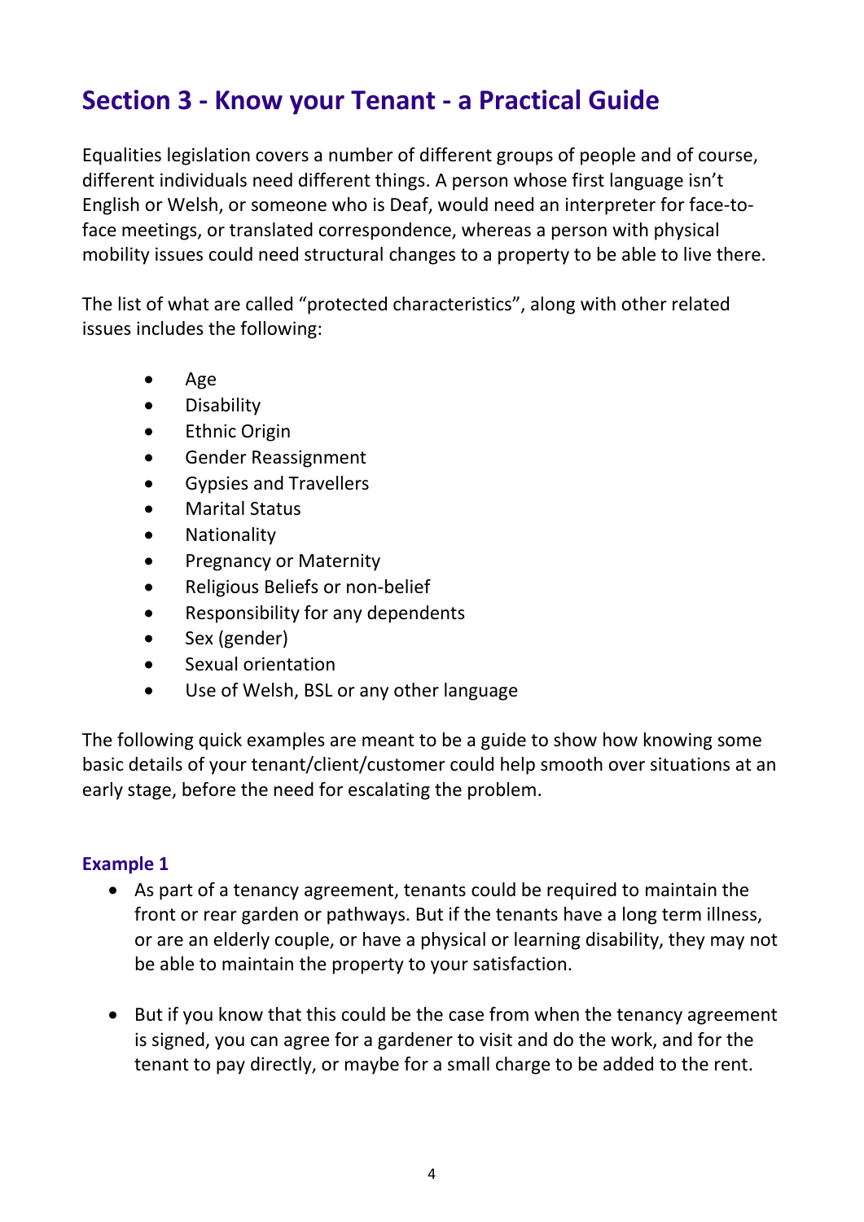# Section 3 - Know your Tenant - a Practical Guide

Equalities legislation covers a number of different groups of people and of course, different individuals need different things. A person whose first language isn't English or Welsh, or someone who is Deaf, would need an interpreter for face-to-face meetings, or translated correspondence, whereas a person with physical mobility issues could need structural changes to a property to be able to live there.

The list of what are called "protected characteristics", along with other related issues includes the following:

- Age
- Disability
- Ethnic Origin
- Gender Reassignment
- Gypsies and Travellers
- Marital Status
- Nationality
- Pregnancy or Maternity
- Religious Beliefs or non-belief
- Responsibility for any dependents
- Sex (gender)
- Sexual orientation
- Use of Welsh, BSL or any other language

The following quick examples are meant to be a guide to show how knowing some basic details of your tenant/client/customer could help smooth over situations at an early stage, before the need for escalating the problem.

### Example 1

- As part of a tenancy agreement, tenants could be required to maintain the front or rear garden or pathways. But if the tenants have a long term illness, or are an elderly couple, or have a physical or learning disability, they may not be able to maintain the property to your satisfaction.

- But if you know that this could be the case from when the tenancy agreement is signed, you can agree for a gardener to visit and do the work, and for the tenant to pay directly, or maybe for a small charge to be added to the rent.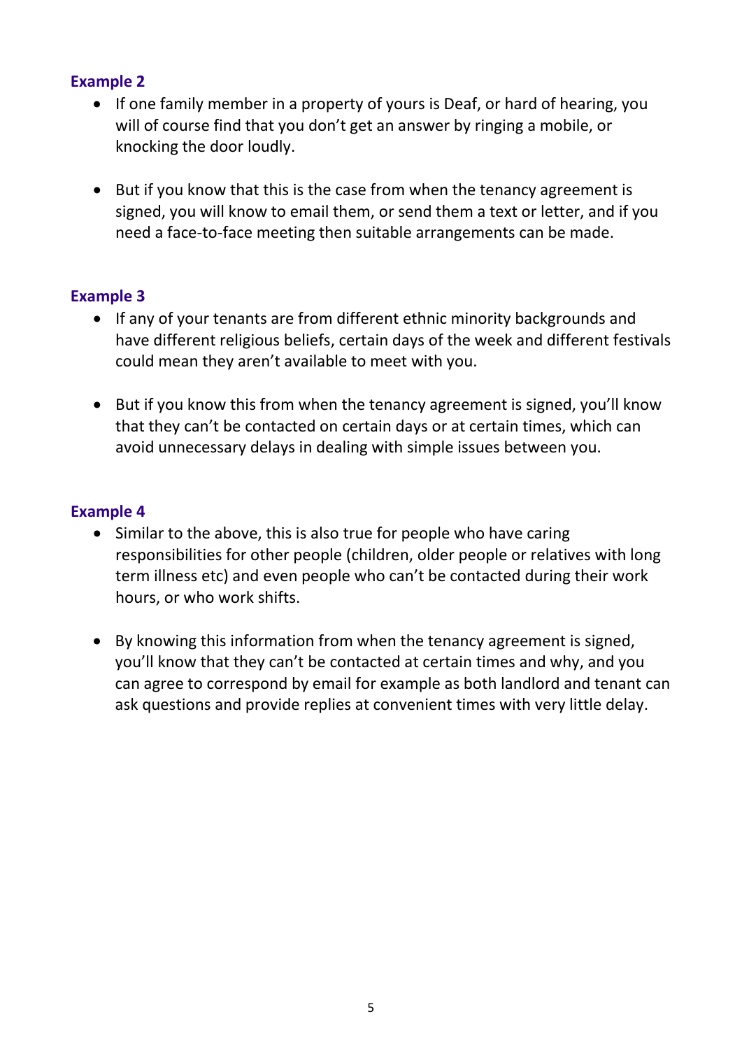### Example 2

- If one family member in a property of yours is Deaf, or hard of hearing, you will of course find that you don't get an answer by ringing a mobile, or knocking the door loudly.

- But if you know that this is the case from when the tenancy agreement is signed, you will know to email them, or send them a text or letter, and if you need a face-to-face meeting then suitable arrangements can be made.

### Example 3

- If any of your tenants are from different ethnic minority backgrounds and have different religious beliefs, certain days of the week and different festivals could mean they aren't available to meet with you.

- But if you know this from when the tenancy agreement is signed, you'll know that they can't be contacted on certain days or at certain times, which can avoid unnecessary delays in dealing with simple issues between you.

### Example 4

- Similar to the above, this is also true for people who have caring responsibilities for other people (children, older people or relatives with long term illness etc) and even people who can't be contacted during their work hours, or who work shifts.

- By knowing this information from when the tenancy agreement is signed, you'll know that they can't be contacted at certain times and why, and you can agree to correspond by email for example as both landlord and tenant can ask questions and provide replies at convenient times with very little delay.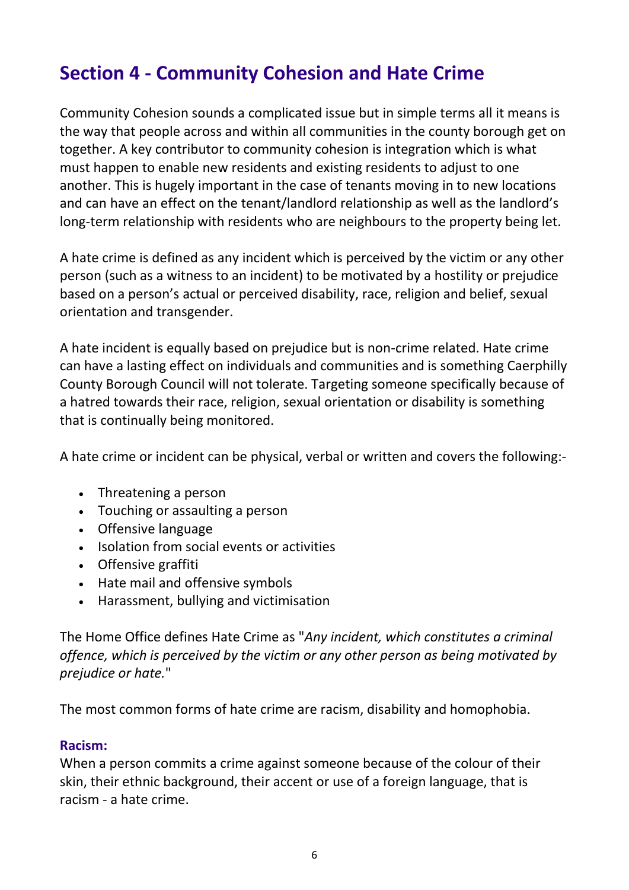## Section 4 - Community Cohesion and Hate Crime

Community Cohesion sounds a complicated issue but in simple terms all it means is the way that people across and within all communities in the county borough get on together. A key contributor to community cohesion is integration which is what must happen to enable new residents and existing residents to adjust to one another. This is hugely important in the case of tenants moving in to new locations and can have an effect on the tenant/landlord relationship as well as the landlord's long-term relationship with residents who are neighbours to the property being let.

A hate crime is defined as any incident which is perceived by the victim or any other person (such as a witness to an incident) to be motivated by a hostility or prejudice based on a person's actual or perceived disability, race, religion and belief, sexual orientation and transgender.

A hate incident is equally based on prejudice but is non-crime related. Hate crime can have a lasting effect on individuals and communities and is something Caerphilly County Borough Council will not tolerate. Targeting someone specifically because of a hatred towards their race, religion, sexual orientation or disability is something that is continually being monitored.

A hate crime or incident can be physical, verbal or written and covers the following:-

- Threatening a person
- Touching or assaulting a person
- Offensive language
- Isolation from social events or activities
- Offensive graffiti
- Hate mail and offensive symbols
- Harassment, bullying and victimisation

The Home Office defines Hate Crime as "*Any incident, which constitutes a criminal offence, which is perceived by the victim or any other person as being motivated by prejudice or hate.*"

The most common forms of hate crime are racism, disability and homophobia.

### Racism:

When a person commits a crime against someone because of the colour of their skin, their ethnic background, their accent or use of a foreign language, that is racism - a hate crime.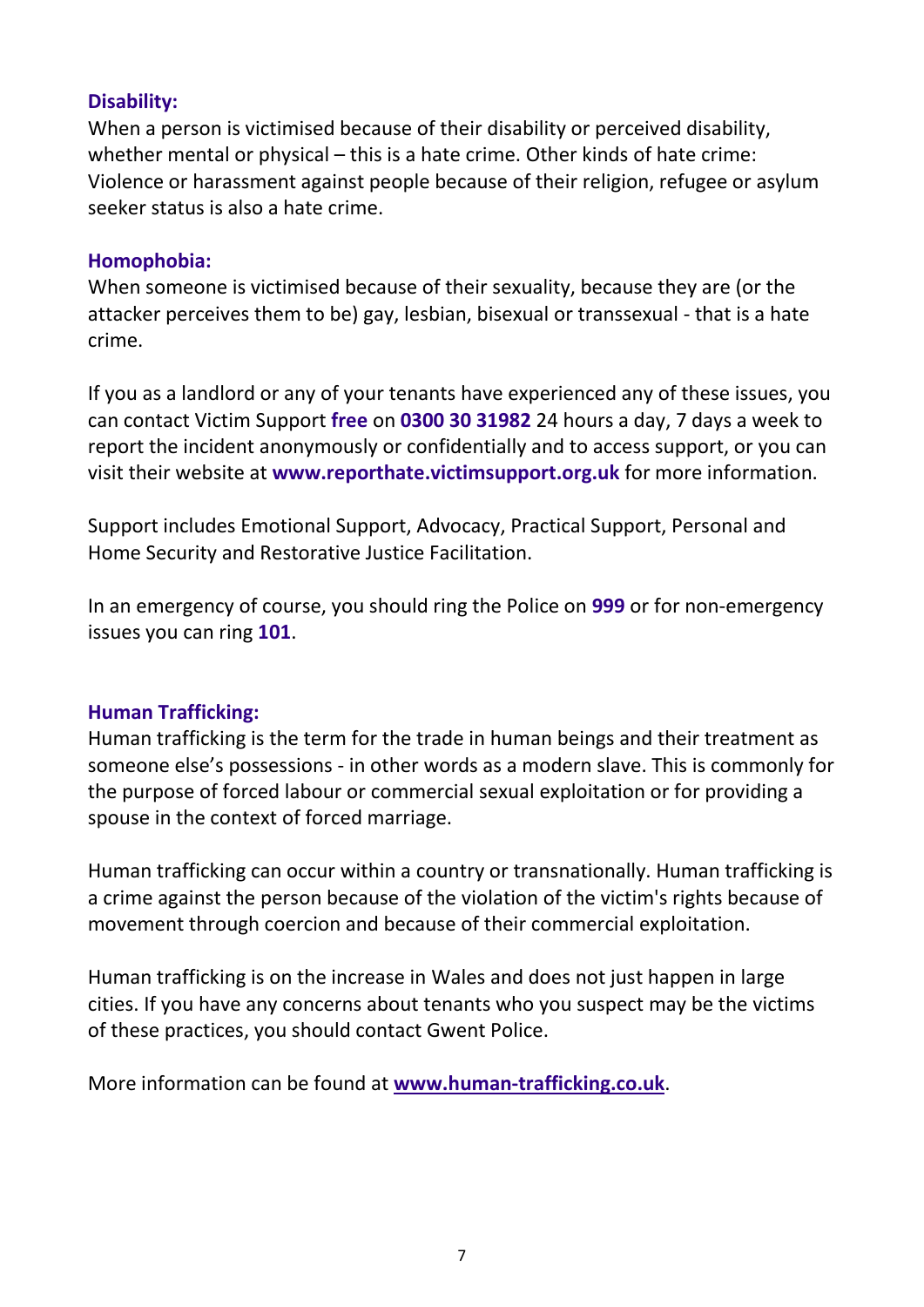### Disability:

When a person is victimised because of their disability or perceived disability, whether mental or physical – this is a hate crime. Other kinds of hate crime: Violence or harassment against people because of their religion, refugee or asylum seeker status is also a hate crime.

### Homophobia:

When someone is victimised because of their sexuality, because they are (or the attacker perceives them to be) gay, lesbian, bisexual or transsexual - that is a hate crime.

If you as a landlord or any of your tenants have experienced any of these issues, you can contact Victim Support **free** on **0300 30 31982** 24 hours a day, 7 days a week to report the incident anonymously or confidentially and to access support, or you can visit their website at **www.reporthate.victimsupport.org.uk** for more information.

Support includes Emotional Support, Advocacy, Practical Support, Personal and Home Security and Restorative Justice Facilitation.

In an emergency of course, you should ring the Police on **999** or for non-emergency issues you can ring **101**.

### Human Trafficking:

Human trafficking is the term for the trade in human beings and their treatment as someone else's possessions - in other words as a modern slave. This is commonly for the purpose of forced labour or commercial sexual exploitation or for providing a spouse in the context of forced marriage.

Human trafficking can occur within a country or transnationally. Human trafficking is a crime against the person because of the violation of the victim's rights because of movement through coercion and because of their commercial exploitation.

Human trafficking is on the increase in Wales and does not just happen in large cities. If you have any concerns about tenants who you suspect may be the victims of these practices, you should contact Gwent Police.

More information can be found at **www.human-trafficking.co.uk**.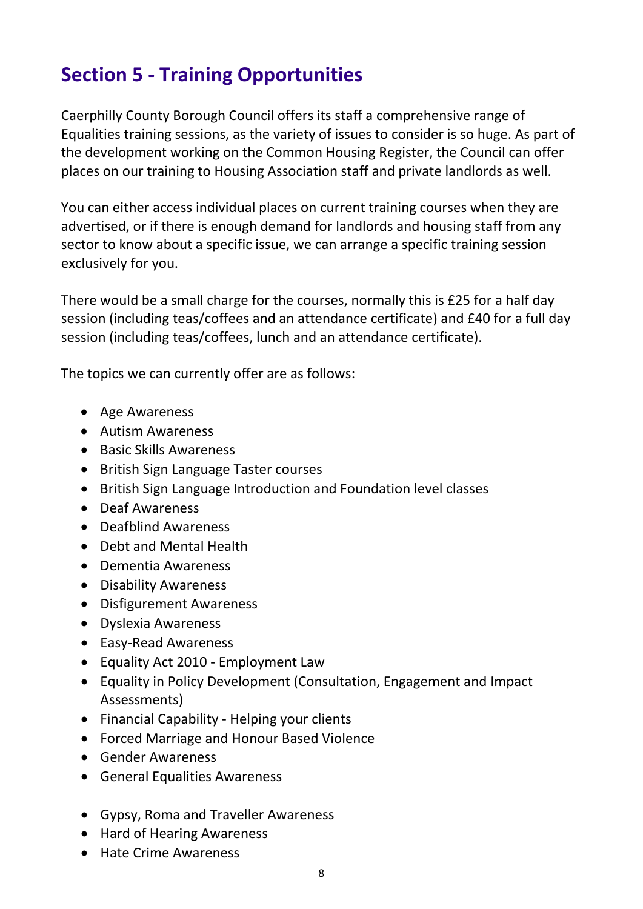## Section 5 - Training Opportunities

Caerphilly County Borough Council offers its staff a comprehensive range of Equalities training sessions, as the variety of issues to consider is so huge. As part of the development working on the Common Housing Register, the Council can offer places on our training to Housing Association staff and private landlords as well.

You can either access individual places on current training courses when they are advertised, or if there is enough demand for landlords and housing staff from any sector to know about a specific issue, we can arrange a specific training session exclusively for you.

There would be a small charge for the courses, normally this is £25 for a half day session (including teas/coffees and an attendance certificate) and £40 for a full day session (including teas/coffees, lunch and an attendance certificate).

The topics we can currently offer are as follows:

- Age Awareness
- Autism Awareness
- Basic Skills Awareness
- British Sign Language Taster courses
- British Sign Language Introduction and Foundation level classes
- Deaf Awareness
- Deafblind Awareness
- Debt and Mental Health
- Dementia Awareness
- Disability Awareness
- Disfigurement Awareness
- Dyslexia Awareness
- Easy-Read Awareness
- Equality Act 2010 - Employment Law
- Equality in Policy Development (Consultation, Engagement and Impact Assessments)
- Financial Capability - Helping your clients
- Forced Marriage and Honour Based Violence
- Gender Awareness
- General Equalities Awareness
- Gypsy, Roma and Traveller Awareness
- Hard of Hearing Awareness
- Hate Crime Awareness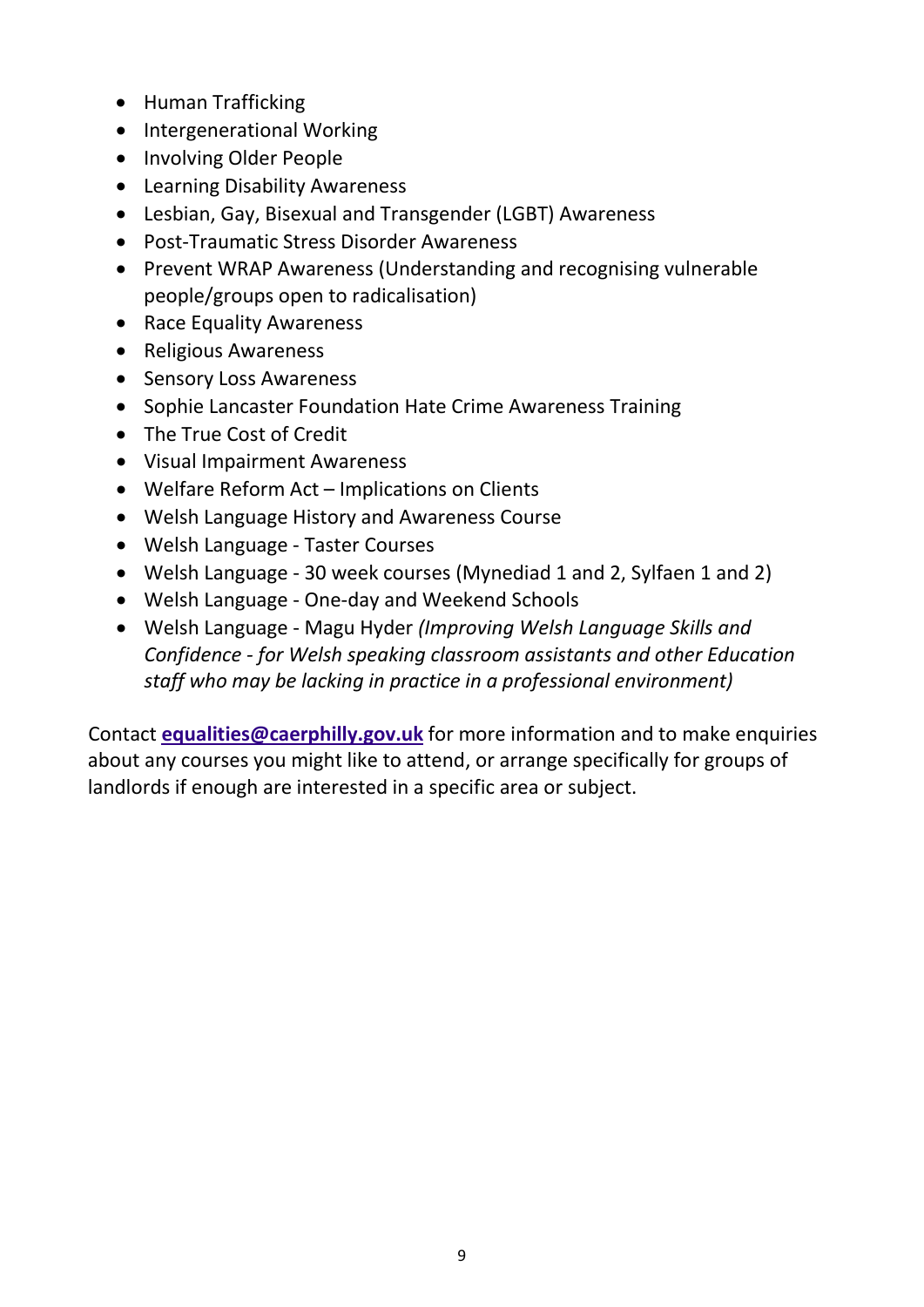- Human Trafficking
- Intergenerational Working
- Involving Older People
- Learning Disability Awareness
- Lesbian, Gay, Bisexual and Transgender (LGBT) Awareness
- Post-Traumatic Stress Disorder Awareness
- Prevent WRAP Awareness (Understanding and recognising vulnerable people/groups open to radicalisation)
- Race Equality Awareness
- Religious Awareness
- Sensory Loss Awareness
- Sophie Lancaster Foundation Hate Crime Awareness Training
- The True Cost of Credit
- Visual Impairment Awareness
- Welfare Reform Act – Implications on Clients
- Welsh Language History and Awareness Course
- Welsh Language - Taster Courses
- Welsh Language - 30 week courses (Mynediad 1 and 2, Sylfaen 1 and 2)
- Welsh Language - One-day and Weekend Schools
- Welsh Language - Magu Hyder *(Improving Welsh Language Skills and Confidence - for Welsh speaking classroom assistants and other Education staff who may be lacking in practice in a professional environment)*

Contact **equalities@caerphilly.gov.uk** for more information and to make enquiries about any courses you might like to attend, or arrange specifically for groups of landlords if enough are interested in a specific area or subject.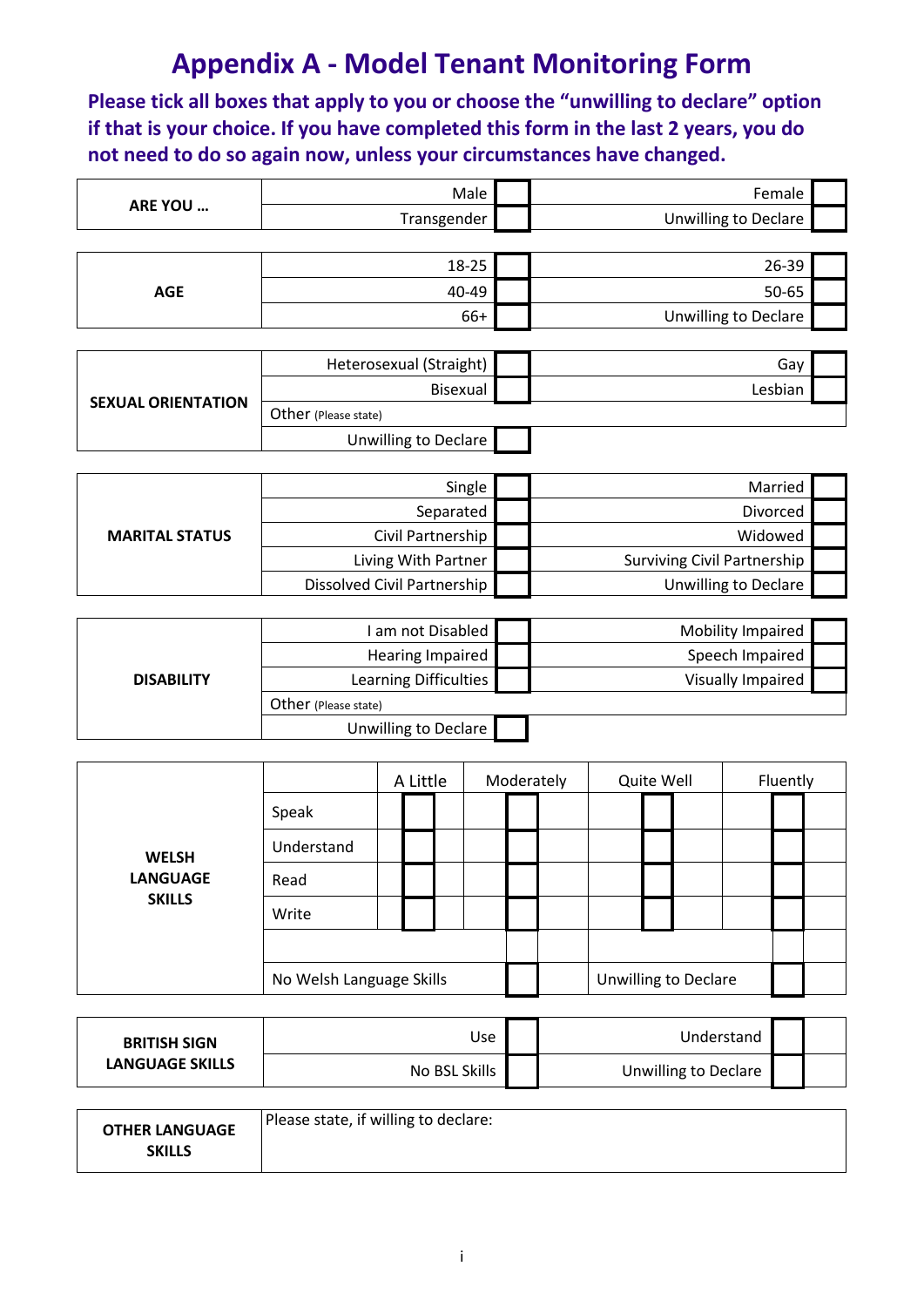# Appendix A - Model Tenant Monitoring Form

**Please tick all boxes that apply to you or choose the "unwilling to declare" option if that is your choice. If you have completed this form in the last 2 years, you do not need to do so again now, unless your circumstances have changed.**

| **ARE YOU …** | | | | |
|---|---|---|---|---|
| | Male | ☐ | Female | ☐ |
| | Transgender | ☐ | Unwilling to Declare | ☐ |

| **AGE** | | | | |
|---|---|---|---|---|
| | 18-25 | ☐ | 26-39 | ☐ |
| | 40-49 | ☐ | 50-65 | ☐ |
| | 66+ | ☐ | Unwilling to Declare | ☐ |

| **SEXUAL ORIENTATION** | | | | |
|---|---|---|---|---|
| | Heterosexual (Straight) | ☐ | Gay | ☐ |
| | Bisexual | ☐ | Lesbian | ☐ |
| | Other (Please state) | | | |
| | Unwilling to Declare | ☐ | | |

| **MARITAL STATUS** | | | | |
|---|---|---|---|---|
| | Single | ☐ | Married | ☐ |
| | Separated | ☐ | Divorced | ☐ |
| | Civil Partnership | ☐ | Widowed | ☐ |
| | Living With Partner | ☐ | Surviving Civil Partnership | ☐ |
| | Dissolved Civil Partnership | ☐ | Unwilling to Declare | ☐ |

| **DISABILITY** | | | | |
|---|---|---|---|---|
| | I am not Disabled | ☐ | Mobility Impaired | ☐ |
| | Hearing Impaired | ☐ | Speech Impaired | ☐ |
| | Learning Difficulties | ☐ | Visually Impaired | ☐ |
| | Other (Please state) | | | |
| | Unwilling to Declare | ☐ | | |

| **WELSH LANGUAGE SKILLS** | | A Little | Moderately | Quite Well | Fluently |
|---|---|---|---|---|---|
| | Speak | ☐ | ☐ | ☐ | ☐ |
| | Understand | ☐ | ☐ | ☐ | ☐ |
| | Read | ☐ | ☐ | ☐ | ☐ |
| | Write | ☐ | ☐ | ☐ | ☐ |
| | No Welsh Language Skills | ☐ | Unwilling to Declare | ☐ | |

| **BRITISH SIGN LANGUAGE SKILLS** | | | | |
|---|---|---|---|---|
| | Use | ☐ | Understand | ☐ |
| | No BSL Skills | ☐ | Unwilling to Declare | ☐ |

| **OTHER LANGUAGE SKILLS** | Please state, if willing to declare: |
|---|---|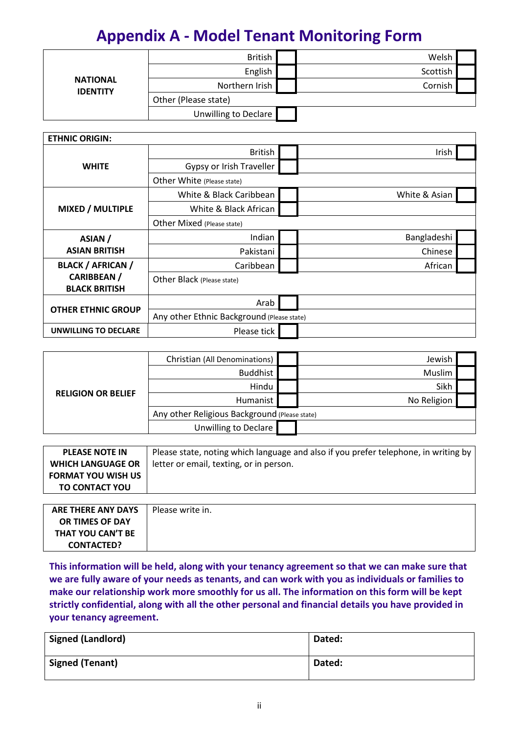# Appendix A - Model Tenant Monitoring Form

| NATIONAL IDENTITY | | | | |
|---|---|---|---|---|
| | British | ☐ | Welsh | ☐ |
| | English | ☐ | Scottish | ☐ |
| | Northern Irish | ☐ | Cornish | ☐ |
| | Other (Please state) | | | |
| | Unwilling to Declare | ☐ | | |

| ETHNIC ORIGIN: | | | | |
|---|---|---|---|---|
| WHITE | British | ☐ | Irish | ☐ |
| | Gypsy or Irish Traveller | ☐ | | |
| | Other White (Please state) | | | |
| MIXED / MULTIPLE | White & Black Caribbean | ☐ | White & Asian | ☐ |
| | White & Black African | ☐ | | |
| | Other Mixed (Please state) | | | |
| ASIAN / ASIAN BRITISH | Indian | ☐ | Bangladeshi | ☐ |
| | Pakistani | ☐ | Chinese | ☐ |
| BLACK / AFRICAN / CARIBBEAN / BLACK BRITISH | Caribbean | ☐ | African | ☐ |
| | Other Black (Please state) | | | |
| OTHER ETHNIC GROUP | Arab | ☐ | | |
| | Any other Ethnic Background (Please state) | | | |
| UNWILLING TO DECLARE | Please tick | ☐ | | |

| RELIGION OR BELIEF | | | | |
|---|---|---|---|---|
| | Christian (All Denominations) | ☐ | Jewish | ☐ |
| | Buddhist | ☐ | Muslim | ☐ |
| | Hindu | ☐ | Sikh | ☐ |
| | Humanist | ☐ | No Religion | ☐ |
| | Any other Religious Background (Please state) | | | |
| | Unwilling to Declare | ☐ | | |

| PLEASE NOTE IN WHICH LANGUAGE OR FORMAT YOU WISH US TO CONTACT YOU | Please state, noting which language and also if you prefer telephone, in writing by letter or email, texting, or in person. |
|---|---|

| ARE THERE ANY DAYS OR TIMES OF DAY THAT YOU CAN'T BE CONTACTED? | Please write in. |
|---|---|

**This information will be held, along with your tenancy agreement so that we can make sure that we are fully aware of your needs as tenants, and can work with you as individuals or families to make our relationship work more smoothly for us all. The information on this form will be kept strictly confidential, along with all the other personal and financial details you have provided in your tenancy agreement.**

| Signed (Landlord) | Dated: |
|---|---|
| **Signed (Tenant)** | **Dated:** |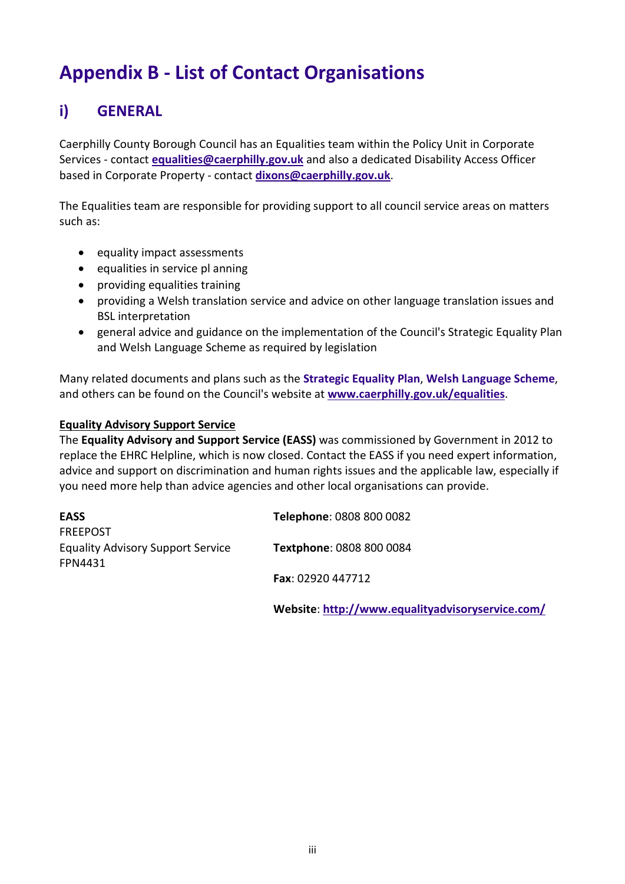# Appendix B - List of Contact Organisations

## i) GENERAL

Caerphilly County Borough Council has an Equalities team within the Policy Unit in Corporate Services - contact **equalities@caerphilly.gov.uk** and also a dedicated Disability Access Officer based in Corporate Property - contact **dixons@caerphilly.gov.uk**.

The Equalities team are responsible for providing support to all council service areas on matters such as:

- equality impact assessments
- equalities in service pl anning
- providing equalities training
- providing a Welsh translation service and advice on other language translation issues and BSL interpretation
- general advice and guidance on the implementation of the Council's Strategic Equality Plan and Welsh Language Scheme as required by legislation

Many related documents and plans such as the **Strategic Equality Plan**, **Welsh Language Scheme**, and others can be found on the Council's website at **www.caerphilly.gov.uk/equalities**.

**Equality Advisory Support Service**

The **Equality Advisory and Support Service (EASS)** was commissioned by Government in 2012 to replace the EHRC Helpline, which is now closed. Contact the EASS if you need expert information, advice and support on discrimination and human rights issues and the applicable law, especially if you need more help than advice agencies and other local organisations can provide.

**EASS**
FREEPOST
Equality Advisory Support Service
FPN4431

**Telephone**: 0808 800 0082

**Textphone**: 0808 800 0084

**Fax**: 02920 447712

**Website**: **http://www.equalityadvisoryservice.com/**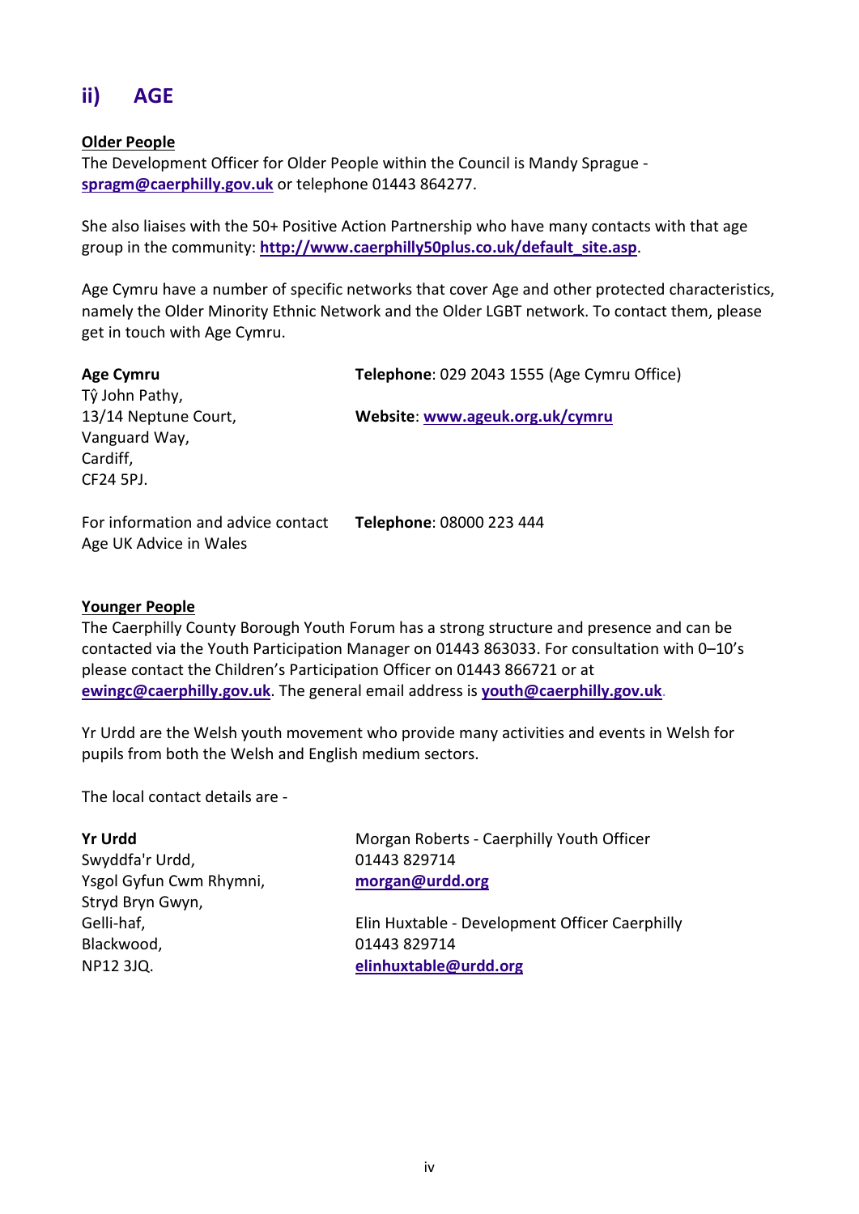## ii) AGE

**Older People**

The Development Officer for Older People within the Council is Mandy Sprague - **spragm@caerphilly.gov.uk** or telephone 01443 864277.

She also liaises with the 50+ Positive Action Partnership who have many contacts with that age group in the community: **http://www.caerphilly50plus.co.uk/default_site.asp**.

Age Cymru have a number of specific networks that cover Age and other protected characteristics, namely the Older Minority Ethnic Network and the Older LGBT network. To contact them, please get in touch with Age Cymru.

**Age Cymru**
Tŷ John Pathy,
13/14 Neptune Court,
Vanguard Way,
Cardiff,
CF24 5PJ.

**Telephone**: 029 2043 1555 (Age Cymru Office)

**Website**: **www.ageuk.org.uk/cymru**

For information and advice contact Age UK Advice in Wales

**Telephone**: 08000 223 444

**Younger People**

The Caerphilly County Borough Youth Forum has a strong structure and presence and can be contacted via the Youth Participation Manager on 01443 863033. For consultation with 0–10's please contact the Children's Participation Officer on 01443 866721 or at **ewingc@caerphilly.gov.uk**. The general email address is **youth@caerphilly.gov.uk**.

Yr Urdd are the Welsh youth movement who provide many activities and events in Welsh for pupils from both the Welsh and English medium sectors.

The local contact details are -

**Yr Urdd**
Swyddfa'r Urdd,
Ysgol Gyfun Cwm Rhymni,
Stryd Bryn Gwyn,
Gelli-haf,
Blackwood,
NP12 3JQ.

Morgan Roberts - Caerphilly Youth Officer
01443 829714
**morgan@urdd.org**

Elin Huxtable - Development Officer Caerphilly
01443 829714
**elinhuxtable@urdd.org**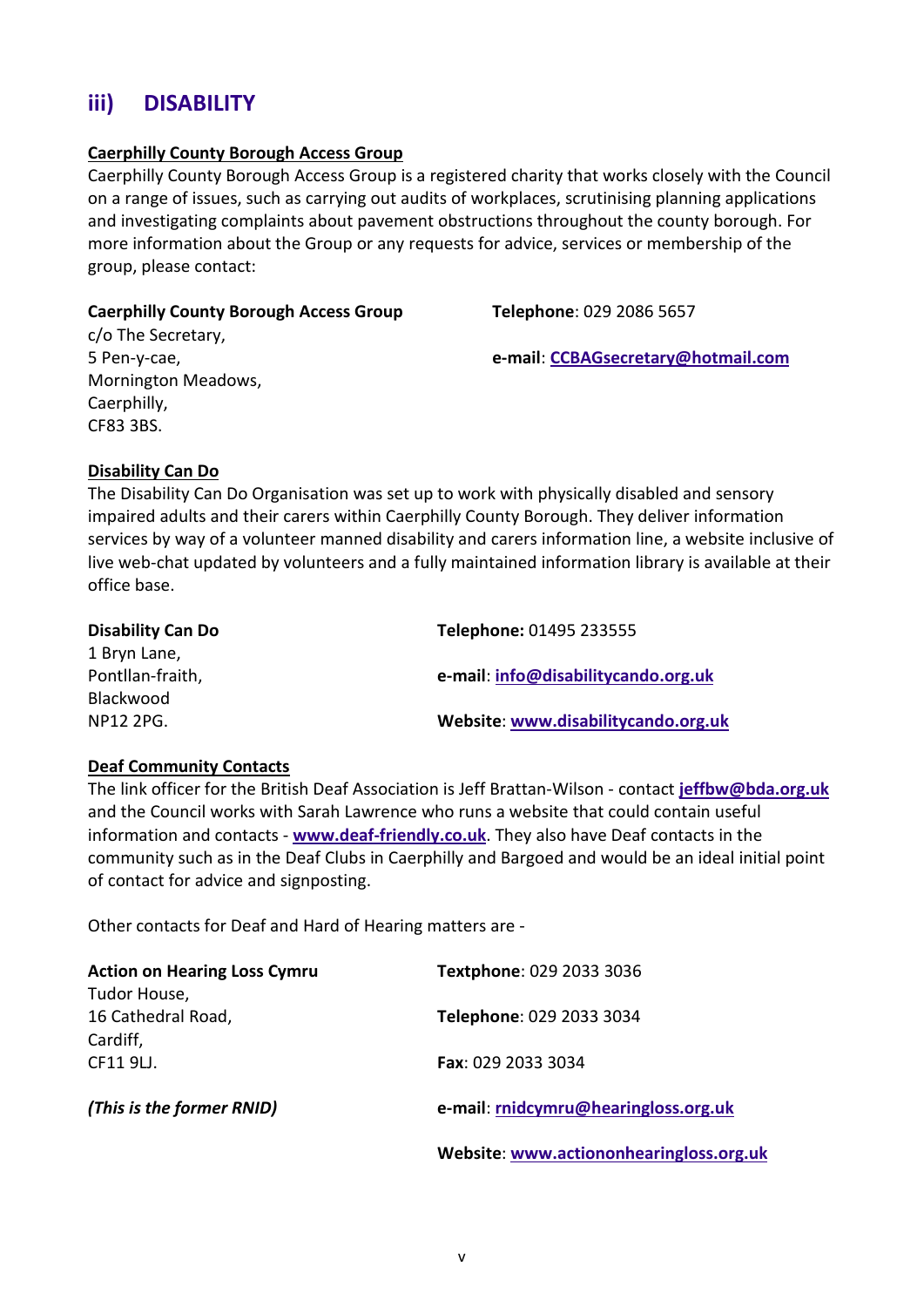## iii) DISABILITY

**Caerphilly County Borough Access Group**

Caerphilly County Borough Access Group is a registered charity that works closely with the Council on a range of issues, such as carrying out audits of workplaces, scrutinising planning applications and investigating complaints about pavement obstructions throughout the county borough. For more information about the Group or any requests for advice, services or membership of the group, please contact:

**Caerphilly County Borough Access Group**
c/o The Secretary,
5 Pen-y-cae,
Mornington Meadows,
Caerphilly,
CF83 3BS.

**Telephone**: 029 2086 5657

**e-mail**: CCBAGsecretary@hotmail.com

**Disability Can Do**

The Disability Can Do Organisation was set up to work with physically disabled and sensory impaired adults and their carers within Caerphilly County Borough. They deliver information services by way of a volunteer manned disability and carers information line, a website inclusive of live web-chat updated by volunteers and a fully maintained information library is available at their office base.

**Disability Can Do**
1 Bryn Lane,
Pontllan-fraith,
Blackwood
NP12 2PG.

**Telephone:** 01495 233555

**e-mail**: info@disabilitycando.org.uk

**Website**: www.disabilitycando.org.uk

**Deaf Community Contacts**

The link officer for the British Deaf Association is Jeff Brattan-Wilson - contact **jeffbw@bda.org.uk** and the Council works with Sarah Lawrence who runs a website that could contain useful information and contacts - **www.deaf-friendly.co.uk**. They also have Deaf contacts in the community such as in the Deaf Clubs in Caerphilly and Bargoed and would be an ideal initial point of contact for advice and signposting.

Other contacts for Deaf and Hard of Hearing matters are -

**Action on Hearing Loss Cymru**
Tudor House,
16 Cathedral Road,
Cardiff,
CF11 9LJ.

***(This is the former RNID)***

**Textphone**: 029 2033 3036

**Telephone**: 029 2033 3034

**Fax**: 029 2033 3034

**e-mail**: rnidcymru@hearingloss.org.uk

**Website**: www.actiononhearingloss.org.uk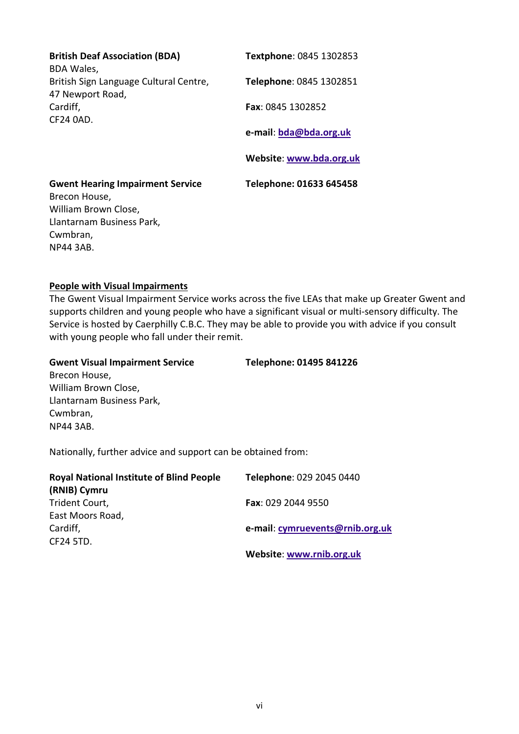**British Deaf Association (BDA)**
BDA Wales,
British Sign Language Cultural Centre,
47 Newport Road,
Cardiff,
CF24 0AD.

**Textphone**: 0845 1302853

**Telephone**: 0845 1302851

**Fax**: 0845 1302852

**e-mail**: bda@bda.org.uk

**Website**: www.bda.org.uk

**Gwent Hearing Impairment Service**
Brecon House,
William Brown Close,
Llantarnam Business Park,
Cwmbran,
NP44 3AB.

**Telephone: 01633 645458**

**People with Visual Impairments**

The Gwent Visual Impairment Service works across the five LEAs that make up Greater Gwent and supports children and young people who have a significant visual or multi-sensory difficulty. The Service is hosted by Caerphilly C.B.C. They may be able to provide you with advice if you consult with young people who fall under their remit.

**Gwent Visual Impairment Service**
Brecon House,
William Brown Close,
Llantarnam Business Park,
Cwmbran,
NP44 3AB.

**Telephone: 01495 841226**

Nationally, further advice and support can be obtained from:

**Royal National Institute of Blind People (RNIB) Cymru**
Trident Court,
East Moors Road,
Cardiff,
CF24 5TD.

**Telephone**: 029 2045 0440

**Fax**: 029 2044 9550

**e-mail**: cymruevents@rnib.org.uk

**Website**: www.rnib.org.uk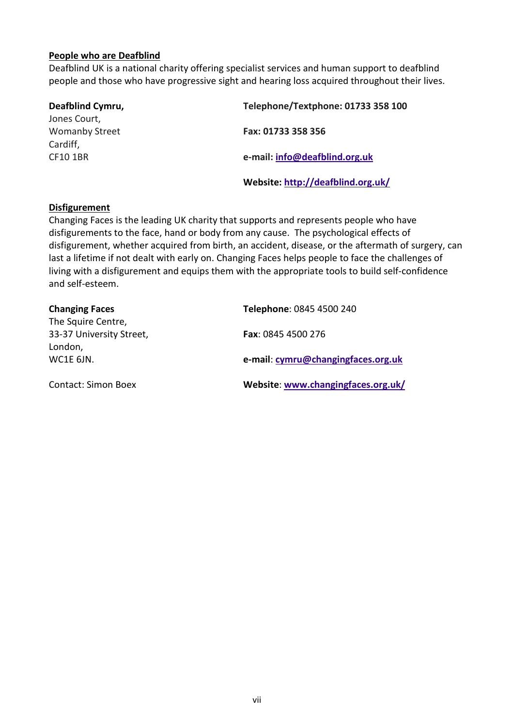**People who are Deafblind**

Deafblind UK is a national charity offering specialist services and human support to deafblind people and those who have progressive sight and hearing loss acquired throughout their lives.

**Deafblind Cymru,**
Jones Court,
Womanby Street
Cardiff,
CF10 1BR

**Telephone/Textphone: 01733 358 100**

**Fax: 01733 358 356**

**e-mail: info@deafblind.org.uk**

**Website: http://deafblind.org.uk/**

**Disfigurement**

Changing Faces is the leading UK charity that supports and represents people who have disfigurements to the face, hand or body from any cause. The psychological effects of disfigurement, whether acquired from birth, an accident, disease, or the aftermath of surgery, can last a lifetime if not dealt with early on. Changing Faces helps people to face the challenges of living with a disfigurement and equips them with the appropriate tools to build self-confidence and self-esteem.

**Changing Faces**
The Squire Centre,
33-37 University Street,
London,
WC1E 6JN.

Contact: Simon Boex

**Telephone**: 0845 4500 240

**Fax**: 0845 4500 276

**e-mail**: cymru@changingfaces.org.uk

**Website**: www.changingfaces.org.uk/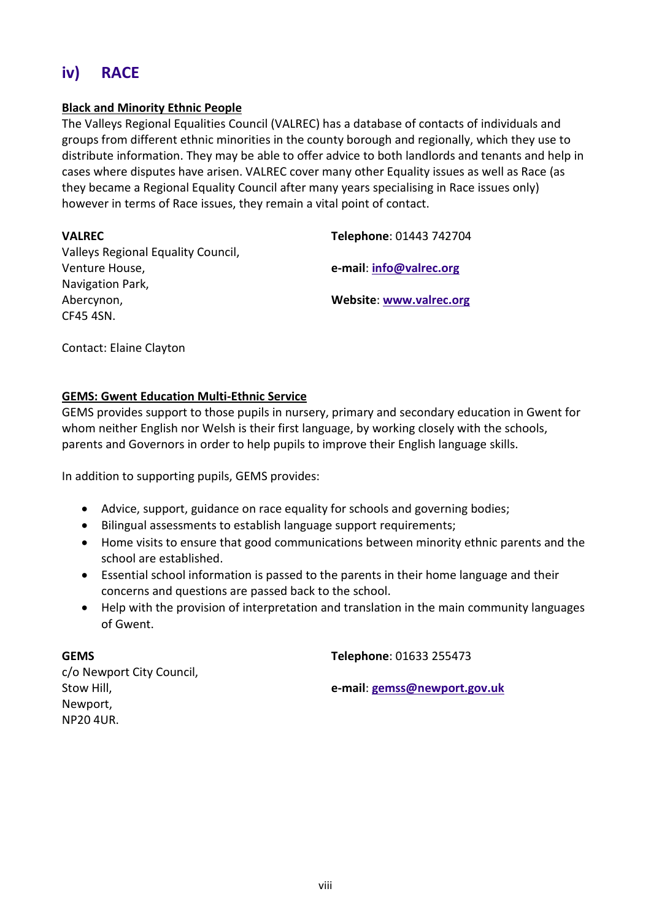## iv) RACE

**Black and Minority Ethnic People**

The Valleys Regional Equalities Council (VALREC) has a database of contacts of individuals and groups from different ethnic minorities in the county borough and regionally, which they use to distribute information. They may be able to offer advice to both landlords and tenants and help in cases where disputes have arisen. VALREC cover many other Equality issues as well as Race (as they became a Regional Equality Council after many years specialising in Race issues only) however in terms of Race issues, they remain a vital point of contact.

**VALREC**
Valleys Regional Equality Council,
Venture House,
Navigation Park,
Abercynon,
CF45 4SN.

**Telephone**: 01443 742704

**e-mail**: info@valrec.org

**Website**: www.valrec.org

Contact: Elaine Clayton

**GEMS: Gwent Education Multi-Ethnic Service**

GEMS provides support to those pupils in nursery, primary and secondary education in Gwent for whom neither English nor Welsh is their first language, by working closely with the schools, parents and Governors in order to help pupils to improve their English language skills.

In addition to supporting pupils, GEMS provides:

- Advice, support, guidance on race equality for schools and governing bodies;
- Bilingual assessments to establish language support requirements;
- Home visits to ensure that good communications between minority ethnic parents and the school are established.
- Essential school information is passed to the parents in their home language and their concerns and questions are passed back to the school.
- Help with the provision of interpretation and translation in the main community languages of Gwent.

**GEMS**
c/o Newport City Council,
Stow Hill,
Newport,
NP20 4UR.

**Telephone**: 01633 255473

**e-mail**: gemss@newport.gov.uk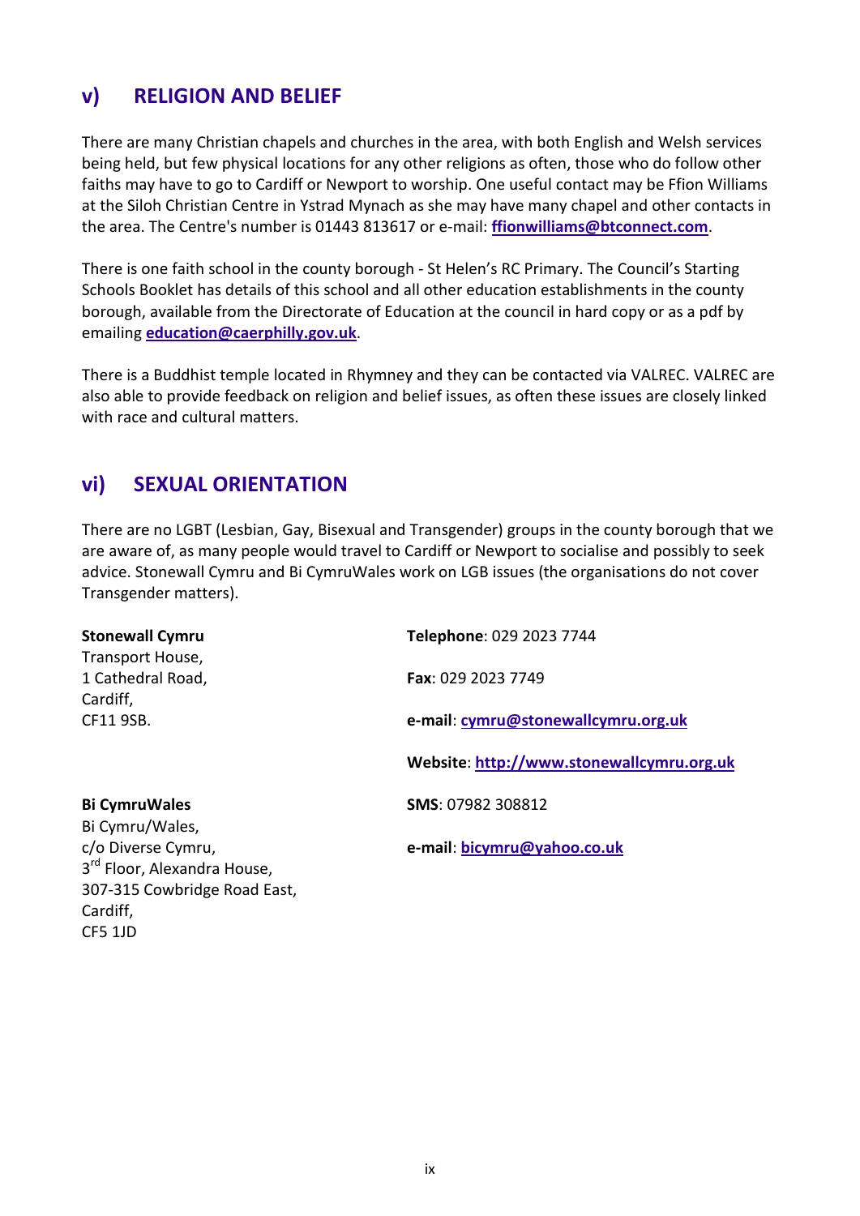## v) RELIGION AND BELIEF

There are many Christian chapels and churches in the area, with both English and Welsh services being held, but few physical locations for any other religions as often, those who do follow other faiths may have to go to Cardiff or Newport to worship. One useful contact may be Ffion Williams at the Siloh Christian Centre in Ystrad Mynach as she may have many chapel and other contacts in the area. The Centre's number is 01443 813617 or e-mail: **ffionwilliams@btconnect.com**.

There is one faith school in the county borough - St Helen's RC Primary. The Council's Starting Schools Booklet has details of this school and all other education establishments in the county borough, available from the Directorate of Education at the council in hard copy or as a pdf by emailing **education@caerphilly.gov.uk**.

There is a Buddhist temple located in Rhymney and they can be contacted via VALREC. VALREC are also able to provide feedback on religion and belief issues, as often these issues are closely linked with race and cultural matters.

## vi) SEXUAL ORIENTATION

There are no LGBT (Lesbian, Gay, Bisexual and Transgender) groups in the county borough that we are aware of, as many people would travel to Cardiff or Newport to socialise and possibly to seek advice. Stonewall Cymru and Bi CymruWales work on LGB issues (the organisations do not cover Transgender matters).

**Stonewall Cymru**
Transport House,
1 Cathedral Road,
Cardiff,
CF11 9SB.

**Telephone**: 029 2023 7744

**Fax**: 029 2023 7749

**e-mail**: **cymru@stonewallcymru.org.uk**

**Website**: **http://www.stonewallcymru.org.uk**

**Bi CymruWales**
Bi Cymru/Wales,
c/o Diverse Cymru,
3rd Floor, Alexandra House,
307-315 Cowbridge Road East,
Cardiff,
CF5 1JD

**SMS**: 07982 308812

**e-mail**: **bicymru@yahoo.co.uk**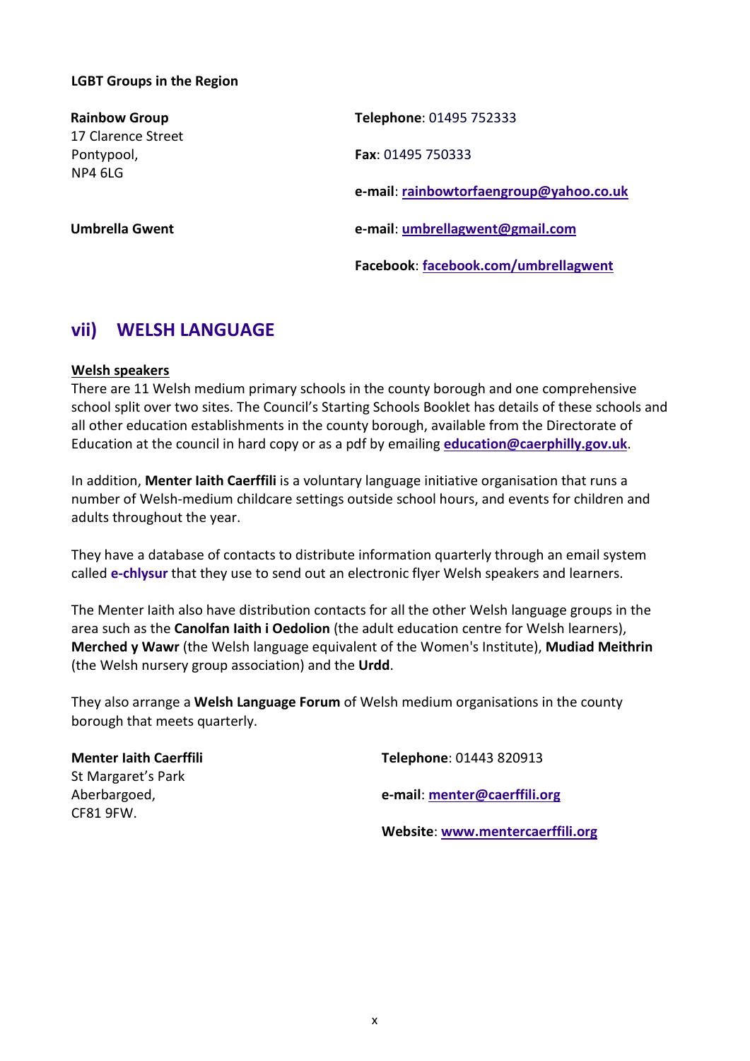**LGBT Groups in the Region**

**Rainbow Group**
17 Clarence Street
Pontypool,
NP4 6LG

**Telephone**: 01495 752333

**Fax**: 01495 750333

**e-mail**: rainbowtorfaengroup@yahoo.co.uk

**Umbrella Gwent**

**e-mail**: umbrellagwent@gmail.com

**Facebook**: facebook.com/umbrellagwent

## vii) WELSH LANGUAGE

**Welsh speakers**

There are 11 Welsh medium primary schools in the county borough and one comprehensive school split over two sites. The Council's Starting Schools Booklet has details of these schools and all other education establishments in the county borough, available from the Directorate of Education at the council in hard copy or as a pdf by emailing **education@caerphilly.gov.uk**.

In addition, **Menter Iaith Caerffili** is a voluntary language initiative organisation that runs a number of Welsh-medium childcare settings outside school hours, and events for children and adults throughout the year.

They have a database of contacts to distribute information quarterly through an email system called **e-chlysur** that they use to send out an electronic flyer Welsh speakers and learners.

The Menter Iaith also have distribution contacts for all the other Welsh language groups in the area such as the **Canolfan Iaith i Oedolion** (the adult education centre for Welsh learners), **Merched y Wawr** (the Welsh language equivalent of the Women's Institute), **Mudiad Meithrin** (the Welsh nursery group association) and the **Urdd**.

They also arrange a **Welsh Language Forum** of Welsh medium organisations in the county borough that meets quarterly.

**Menter Iaith Caerffili**
St Margaret's Park
Aberbargoed,
CF81 9FW.

**Telephone**: 01443 820913

**e-mail**: menter@caerffili.org

**Website**: www.mentercaerffili.org